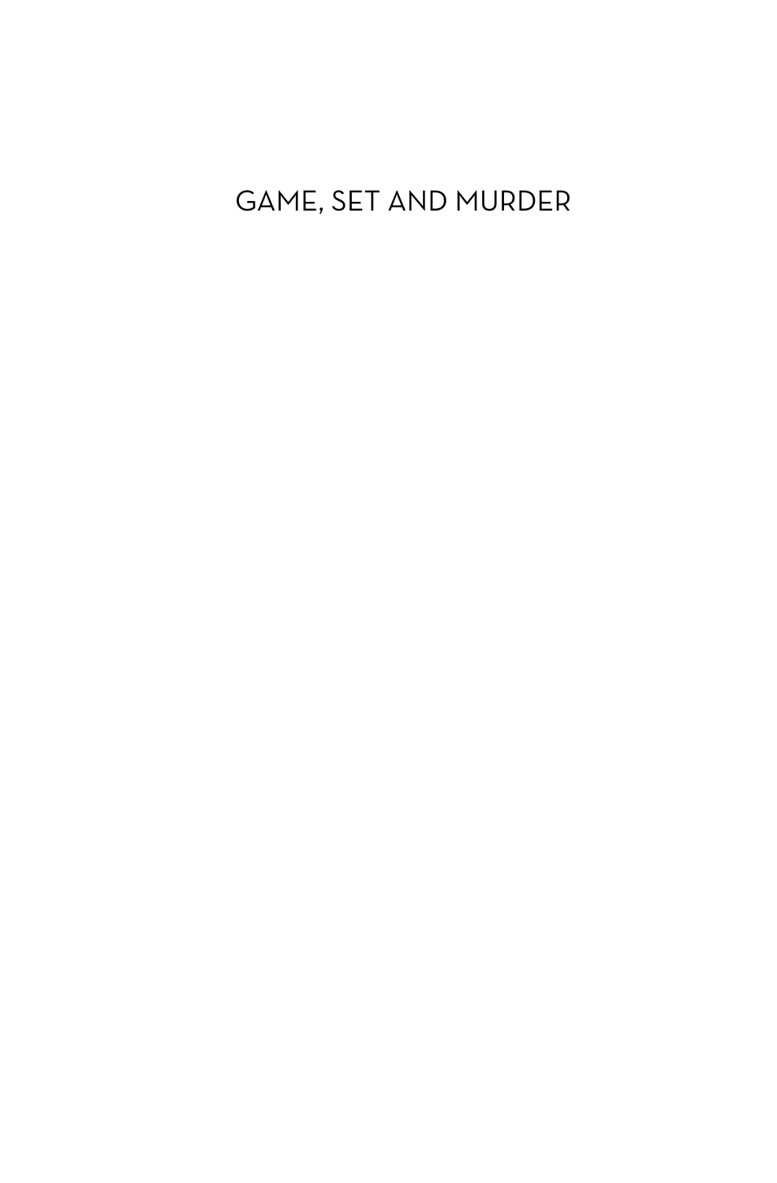# GAME, SET AND MURDER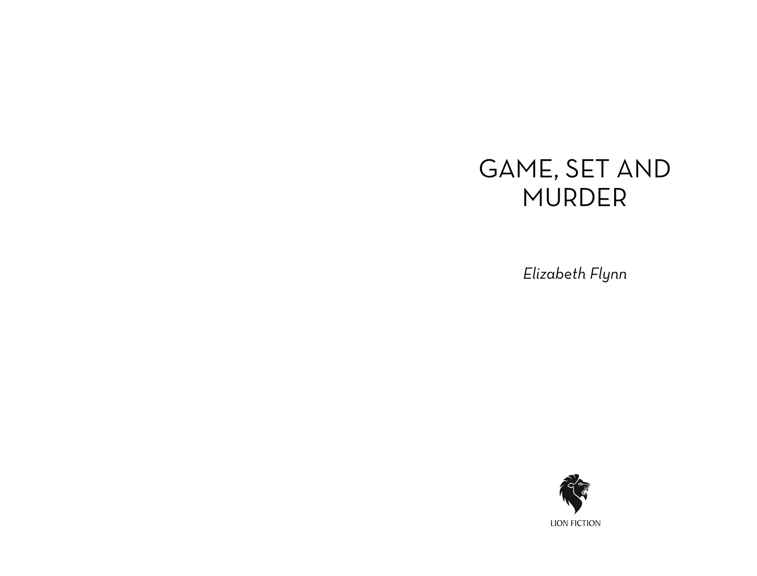# GAME, SET AND MURDER

*Elizabeth Flynn*

LION FICTION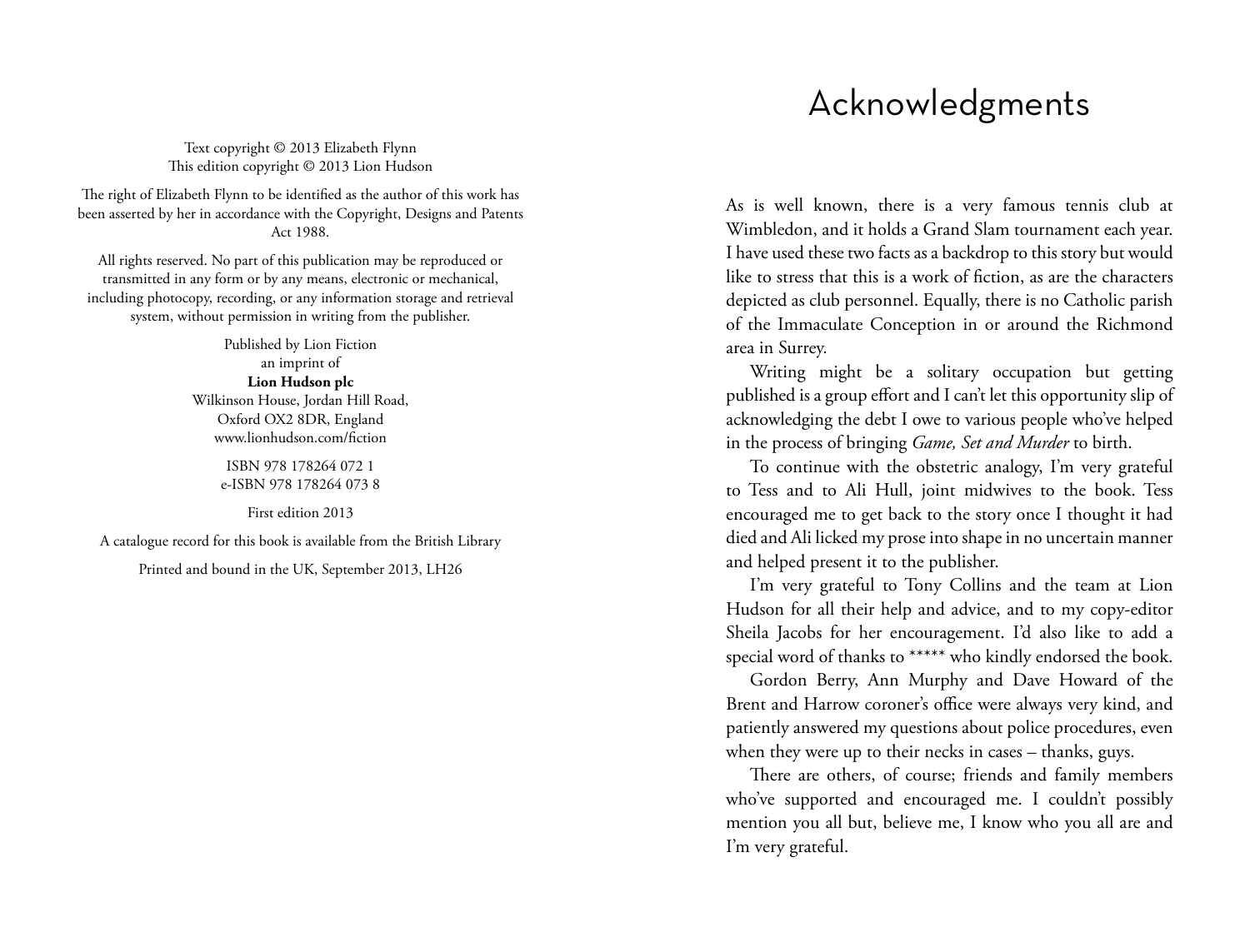Text copyright © 2013 Elizabeth Flynn
This edition copyright © 2013 Lion Hudson

The right of Elizabeth Flynn to be identified as the author of this work has been asserted by her in accordance with the Copyright, Designs and Patents Act 1988.

All rights reserved. No part of this publication may be reproduced or transmitted in any form or by any means, electronic or mechanical, including photocopy, recording, or any information storage and retrieval system, without permission in writing from the publisher.

Published by Lion Fiction
an imprint of
**Lion Hudson plc**
Wilkinson House, Jordan Hill Road,
Oxford OX2 8DR, England
www.lionhudson.com/fiction

ISBN 978 178264 072 1
e-ISBN 978 178264 073 8

First edition 2013

A catalogue record for this book is available from the British Library

Printed and bound in the UK, September 2013, LH26

# Acknowledgments

As is well known, there is a very famous tennis club at Wimbledon, and it holds a Grand Slam tournament each year. I have used these two facts as a backdrop to this story but would like to stress that this is a work of fiction, as are the characters depicted as club personnel. Equally, there is no Catholic parish of the Immaculate Conception in or around the Richmond area in Surrey.

Writing might be a solitary occupation but getting published is a group effort and I can't let this opportunity slip of acknowledging the debt I owe to various people who've helped in the process of bringing *Game, Set and Murder* to birth.

To continue with the obstetric analogy, I'm very grateful to Tess and to Ali Hull, joint midwives to the book. Tess encouraged me to get back to the story once I thought it had died and Ali licked my prose into shape in no uncertain manner and helped present it to the publisher.

I'm very grateful to Tony Collins and the team at Lion Hudson for all their help and advice, and to my copy-editor Sheila Jacobs for her encouragement. I'd also like to add a special word of thanks to ***** who kindly endorsed the book.

Gordon Berry, Ann Murphy and Dave Howard of the Brent and Harrow coroner's office were always very kind, and patiently answered my questions about police procedures, even when they were up to their necks in cases – thanks, guys.

There are others, of course; friends and family members who've supported and encouraged me. I couldn't possibly mention you all but, believe me, I know who you all are and I'm very grateful.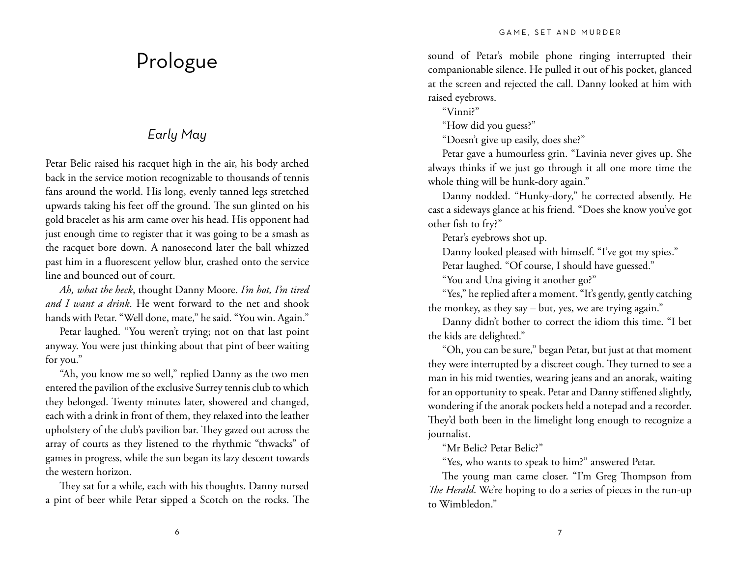# Prologue

## *Early May*

Petar Belic raised his racquet high in the air, his body arched back in the service motion recognizable to thousands of tennis fans around the world. His long, evenly tanned legs stretched upwards taking his feet off the ground. The sun glinted on his gold bracelet as his arm came over his head. His opponent had just enough time to register that it was going to be a smash as the racquet bore down. A nanosecond later the ball whizzed past him in a fluorescent yellow blur, crashed onto the service line and bounced out of court.

*Ah, what the heck*, thought Danny Moore. *I'm hot, I'm tired and I want a drink*. He went forward to the net and shook hands with Petar. "Well done, mate," he said. "You win. Again."

Petar laughed. "You weren't trying; not on that last point anyway. You were just thinking about that pint of beer waiting for you."

"Ah, you know me so well," replied Danny as the two men entered the pavilion of the exclusive Surrey tennis club to which they belonged. Twenty minutes later, showered and changed, each with a drink in front of them, they relaxed into the leather upholstery of the club's pavilion bar. They gazed out across the array of courts as they listened to the rhythmic "thwacks" of games in progress, while the sun began its lazy descent towards the western horizon.

They sat for a while, each with his thoughts. Danny nursed a pint of beer while Petar sipped a Scotch on the rocks. The sound of Petar's mobile phone ringing interrupted their companionable silence. He pulled it out of his pocket, glanced at the screen and rejected the call. Danny looked at him with raised eyebrows.

"Vinni?"

"How did you guess?"

"Doesn't give up easily, does she?"

Petar gave a humourless grin. "Lavinia never gives up. She always thinks if we just go through it all one more time the whole thing will be hunk-dory again."

Danny nodded. "Hunky-dory," he corrected absently. He cast a sideways glance at his friend. "Does she know you've got other fish to fry?"

Petar's eyebrows shot up.

Danny looked pleased with himself. "I've got my spies."

Petar laughed. "Of course, I should have guessed."

"You and Una giving it another go?"

"Yes," he replied after a moment. "It's gently, gently catching the monkey, as they say – but, yes, we are trying again."

Danny didn't bother to correct the idiom this time. "I bet the kids are delighted."

"Oh, you can be sure," began Petar, but just at that moment they were interrupted by a discreet cough. They turned to see a man in his mid twenties, wearing jeans and an anorak, waiting for an opportunity to speak. Petar and Danny stiffened slightly, wondering if the anorak pockets held a notepad and a recorder. They'd both been in the limelight long enough to recognize a journalist.

"Mr Belic? Petar Belic?"

"Yes, who wants to speak to him?" answered Petar.

The young man came closer. "I'm Greg Thompson from *The Herald*. We're hoping to do a series of pieces in the run-up to Wimbledon."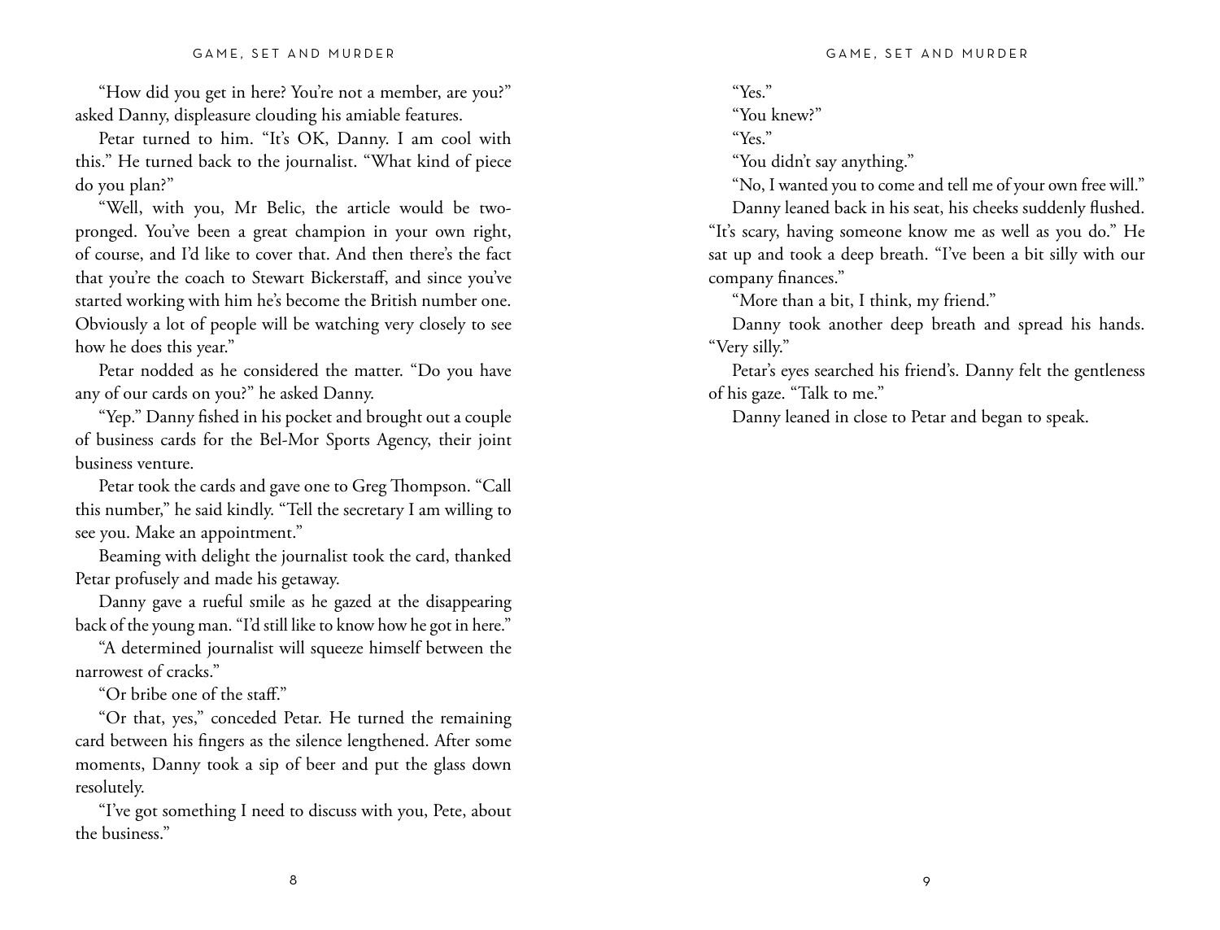"How did you get in here? You're not a member, are you?" asked Danny, displeasure clouding his amiable features.

Petar turned to him. "It's OK, Danny. I am cool with this." He turned back to the journalist. "What kind of piece do you plan?"

"Well, with you, Mr Belic, the article would be two-pronged. You've been a great champion in your own right, of course, and I'd like to cover that. And then there's the fact that you're the coach to Stewart Bickerstaff, and since you've started working with him he's become the British number one. Obviously a lot of people will be watching very closely to see how he does this year."

Petar nodded as he considered the matter. "Do you have any of our cards on you?" he asked Danny.

"Yep." Danny fished in his pocket and brought out a couple of business cards for the Bel-Mor Sports Agency, their joint business venture.

Petar took the cards and gave one to Greg Thompson. "Call this number," he said kindly. "Tell the secretary I am willing to see you. Make an appointment."

Beaming with delight the journalist took the card, thanked Petar profusely and made his getaway.

Danny gave a rueful smile as he gazed at the disappearing back of the young man. "I'd still like to know how he got in here."

"A determined journalist will squeeze himself between the narrowest of cracks."

"Or bribe one of the staff."

"Or that, yes," conceded Petar. He turned the remaining card between his fingers as the silence lengthened. After some moments, Danny took a sip of beer and put the glass down resolutely.

"I've got something I need to discuss with you, Pete, about the business."

"Yes."

"You knew?"

"Yes."

"You didn't say anything."

"No, I wanted you to come and tell me of your own free will."

Danny leaned back in his seat, his cheeks suddenly flushed. "It's scary, having someone know me as well as you do." He sat up and took a deep breath. "I've been a bit silly with our company finances."

"More than a bit, I think, my friend."

Danny took another deep breath and spread his hands. "Very silly."

Petar's eyes searched his friend's. Danny felt the gentleness of his gaze. "Talk to me."

Danny leaned in close to Petar and began to speak.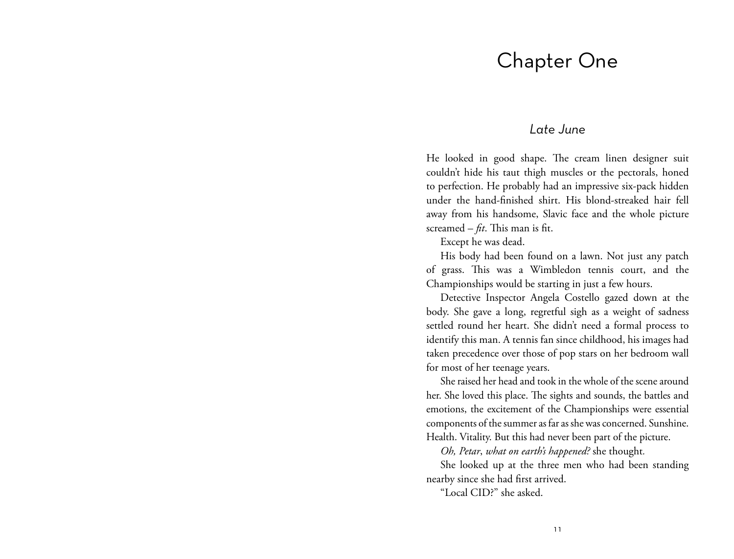# Chapter One

## *Late June*

He looked in good shape. The cream linen designer suit couldn't hide his taut thigh muscles or the pectorals, honed to perfection. He probably had an impressive six-pack hidden under the hand-finished shirt. His blond-streaked hair fell away from his handsome, Slavic face and the whole picture screamed – *fit*. This man is fit.

Except he was dead.

His body had been found on a lawn. Not just any patch of grass. This was a Wimbledon tennis court, and the Championships would be starting in just a few hours.

Detective Inspector Angela Costello gazed down at the body. She gave a long, regretful sigh as a weight of sadness settled round her heart. She didn't need a formal process to identify this man. A tennis fan since childhood, his images had taken precedence over those of pop stars on her bedroom wall for most of her teenage years.

She raised her head and took in the whole of the scene around her. She loved this place. The sights and sounds, the battles and emotions, the excitement of the Championships were essential components of the summer as far as she was concerned. Sunshine. Health. Vitality. But this had never been part of the picture.

*Oh, Petar*, *what on earth's happened?* she thought.

She looked up at the three men who had been standing nearby since she had first arrived.

"Local CID?" she asked.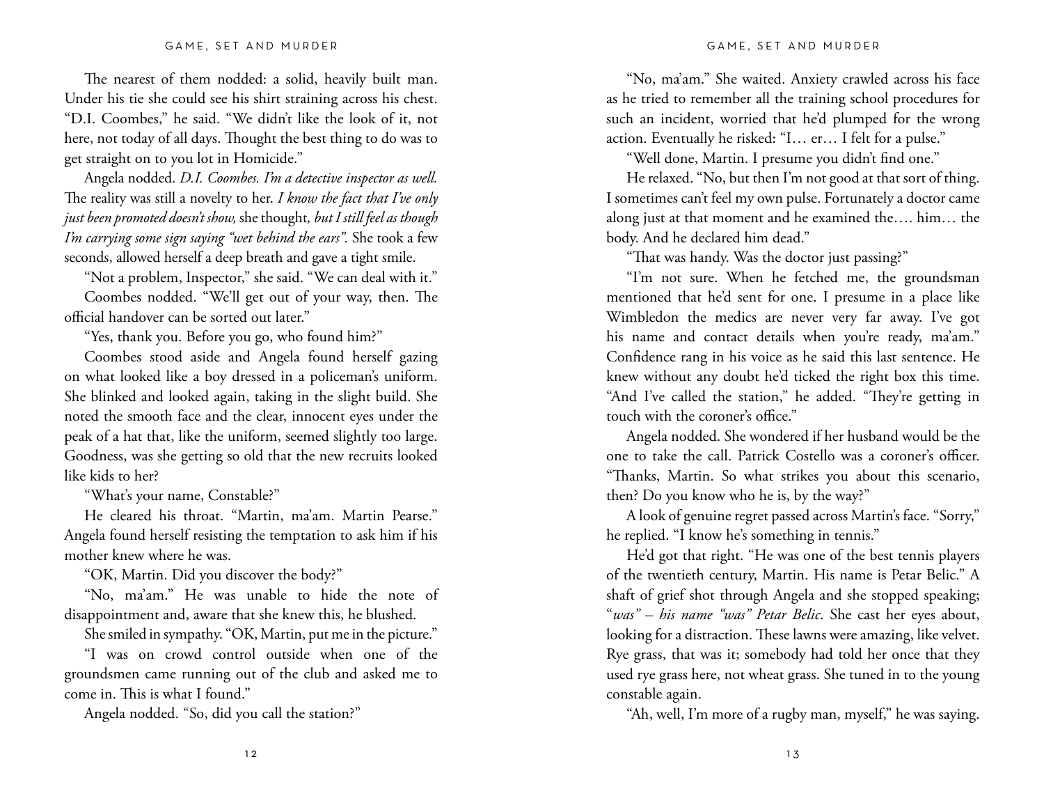The nearest of them nodded: a solid, heavily built man. Under his tie she could see his shirt straining across his chest. "D.I. Coombes," he said. "We didn't like the look of it, not here, not today of all days. Thought the best thing to do was to get straight on to you lot in Homicide."

Angela nodded. *D.I. Coombes. I'm a detective inspector as well.* The reality was still a novelty to her. *I know the fact that I've only just been promoted doesn't show,* she thought*, but I still feel as though I'm carrying some sign saying "wet behind the ears".* She took a few seconds, allowed herself a deep breath and gave a tight smile.

"Not a problem, Inspector," she said. "We can deal with it."

Coombes nodded. "We'll get out of your way, then. The official handover can be sorted out later."

"Yes, thank you. Before you go, who found him?"

Coombes stood aside and Angela found herself gazing on what looked like a boy dressed in a policeman's uniform. She blinked and looked again, taking in the slight build. She noted the smooth face and the clear, innocent eyes under the peak of a hat that, like the uniform, seemed slightly too large. Goodness, was she getting so old that the new recruits looked like kids to her?

"What's your name, Constable?"

He cleared his throat. "Martin, ma'am. Martin Pearse." Angela found herself resisting the temptation to ask him if his mother knew where he was.

"OK, Martin. Did you discover the body?"

"No, ma'am." He was unable to hide the note of disappointment and, aware that she knew this, he blushed.

She smiled in sympathy. "OK, Martin, put me in the picture."

"I was on crowd control outside when one of the groundsmen came running out of the club and asked me to come in. This is what I found."

Angela nodded. "So, did you call the station?"

"No, ma'am." She waited. Anxiety crawled across his face as he tried to remember all the training school procedures for such an incident, worried that he'd plumped for the wrong action. Eventually he risked: "I… er… I felt for a pulse."

"Well done, Martin. I presume you didn't find one."

He relaxed. "No, but then I'm not good at that sort of thing. I sometimes can't feel my own pulse. Fortunately a doctor came along just at that moment and he examined the…. him… the body. And he declared him dead."

"That was handy. Was the doctor just passing?"

"I'm not sure. When he fetched me, the groundsman mentioned that he'd sent for one. I presume in a place like Wimbledon the medics are never very far away. I've got his name and contact details when you're ready, ma'am." Confidence rang in his voice as he said this last sentence. He knew without any doubt he'd ticked the right box this time. "And I've called the station," he added. "They're getting in touch with the coroner's office."

Angela nodded. She wondered if her husband would be the one to take the call. Patrick Costello was a coroner's officer. "Thanks, Martin. So what strikes you about this scenario, then? Do you know who he is, by the way?"

A look of genuine regret passed across Martin's face. "Sorry," he replied. "I know he's something in tennis."

He'd got that right. "He was one of the best tennis players of the twentieth century, Martin. His name is Petar Belic." A shaft of grief shot through Angela and she stopped speaking; "*was" – his name "was" Petar Belic*. She cast her eyes about, looking for a distraction. These lawns were amazing, like velvet. Rye grass, that was it; somebody had told her once that they used rye grass here, not wheat grass. She tuned in to the young constable again.

"Ah, well, I'm more of a rugby man, myself," he was saying.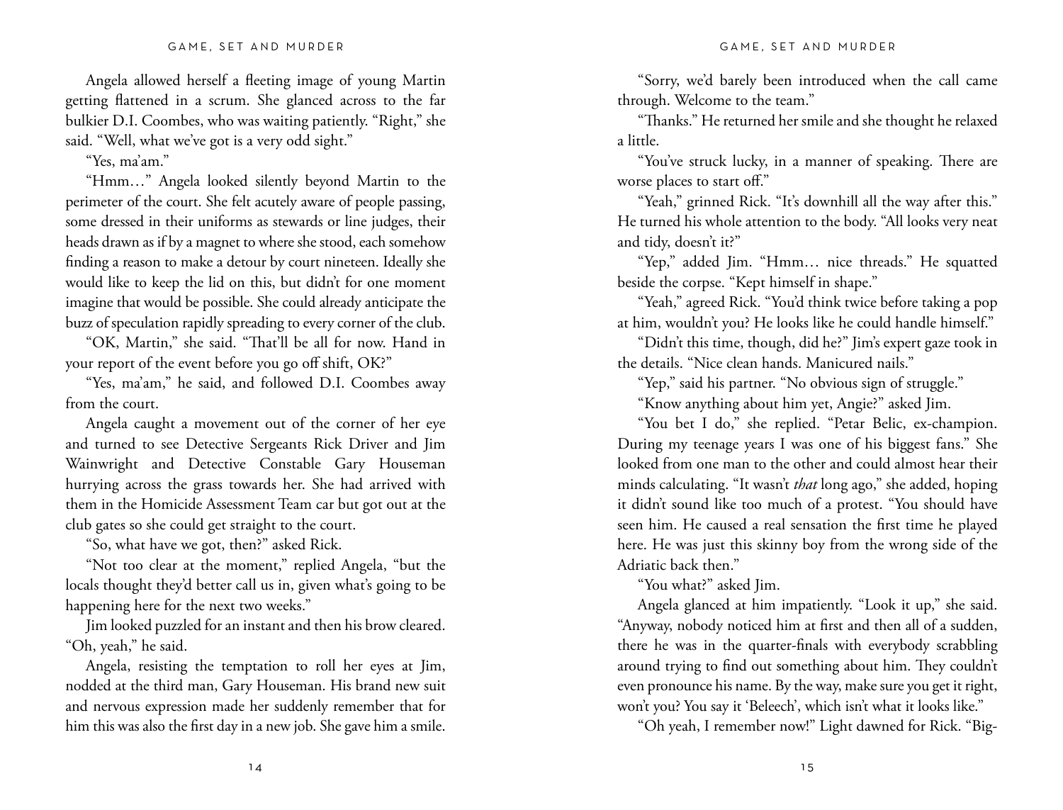Angela allowed herself a fleeting image of young Martin getting flattened in a scrum. She glanced across to the far bulkier D.I. Coombes, who was waiting patiently. "Right," she said. "Well, what we've got is a very odd sight."

"Yes, ma'am."

"Hmm…" Angela looked silently beyond Martin to the perimeter of the court. She felt acutely aware of people passing, some dressed in their uniforms as stewards or line judges, their heads drawn as if by a magnet to where she stood, each somehow finding a reason to make a detour by court nineteen. Ideally she would like to keep the lid on this, but didn't for one moment imagine that would be possible. She could already anticipate the buzz of speculation rapidly spreading to every corner of the club.

"OK, Martin," she said. "That'll be all for now. Hand in your report of the event before you go off shift, OK?"

"Yes, ma'am," he said, and followed D.I. Coombes away from the court.

Angela caught a movement out of the corner of her eye and turned to see Detective Sergeants Rick Driver and Jim Wainwright and Detective Constable Gary Houseman hurrying across the grass towards her. She had arrived with them in the Homicide Assessment Team car but got out at the club gates so she could get straight to the court.

"So, what have we got, then?" asked Rick.

"Not too clear at the moment," replied Angela, "but the locals thought they'd better call us in, given what's going to be happening here for the next two weeks."

Jim looked puzzled for an instant and then his brow cleared. "Oh, yeah," he said.

Angela, resisting the temptation to roll her eyes at Jim, nodded at the third man, Gary Houseman. His brand new suit and nervous expression made her suddenly remember that for him this was also the first day in a new job. She gave him a smile.

"Sorry, we'd barely been introduced when the call came through. Welcome to the team."

"Thanks." He returned her smile and she thought he relaxed a little.

"You've struck lucky, in a manner of speaking. There are worse places to start off."

"Yeah," grinned Rick. "It's downhill all the way after this." He turned his whole attention to the body. "All looks very neat and tidy, doesn't it?"

"Yep," added Jim. "Hmm… nice threads." He squatted beside the corpse. "Kept himself in shape."

"Yeah," agreed Rick. "You'd think twice before taking a pop at him, wouldn't you? He looks like he could handle himself."

"Didn't this time, though, did he?" Jim's expert gaze took in the details. "Nice clean hands. Manicured nails."

"Yep," said his partner. "No obvious sign of struggle."

"Know anything about him yet, Angie?" asked Jim.

"You bet I do," she replied. "Petar Belic, ex-champion. During my teenage years I was one of his biggest fans." She looked from one man to the other and could almost hear their minds calculating. "It wasn't *that* long ago," she added, hoping it didn't sound like too much of a protest. "You should have seen him. He caused a real sensation the first time he played here. He was just this skinny boy from the wrong side of the Adriatic back then."

"You what?" asked Jim.

Angela glanced at him impatiently. "Look it up," she said. "Anyway, nobody noticed him at first and then all of a sudden, there he was in the quarter-finals with everybody scrabbling around trying to find out something about him. They couldn't even pronounce his name. By the way, make sure you get it right, won't you? You say it 'Beleech', which isn't what it looks like."

"Oh yeah, I remember now!" Light dawned for Rick. "Big-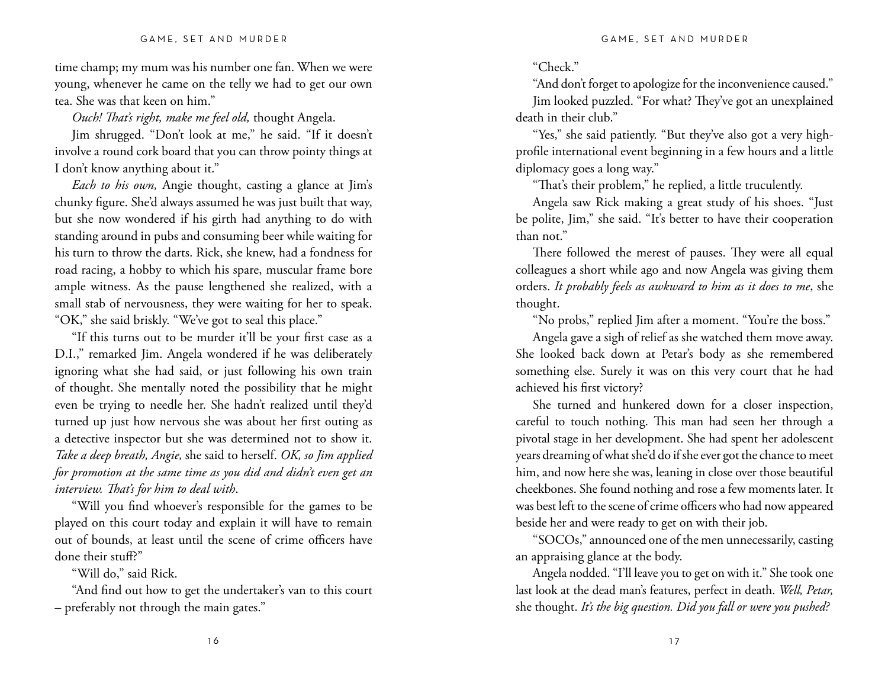time champ; my mum was his number one fan. When we were young, whenever he came on the telly we had to get our own tea. She was that keen on him."

*Ouch! That's right, make me feel old,* thought Angela.

Jim shrugged. "Don't look at me," he said. "If it doesn't involve a round cork board that you can throw pointy things at I don't know anything about it."

*Each to his own,* Angie thought, casting a glance at Jim's chunky figure. She'd always assumed he was just built that way, but she now wondered if his girth had anything to do with standing around in pubs and consuming beer while waiting for his turn to throw the darts. Rick, she knew, had a fondness for road racing, a hobby to which his spare, muscular frame bore ample witness. As the pause lengthened she realized, with a small stab of nervousness, they were waiting for her to speak. "OK," she said briskly. "We've got to seal this place."

"If this turns out to be murder it'll be your first case as a D.I.," remarked Jim. Angela wondered if he was deliberately ignoring what she had said, or just following his own train of thought. She mentally noted the possibility that he might even be trying to needle her. She hadn't realized until they'd turned up just how nervous she was about her first outing as a detective inspector but she was determined not to show it. *Take a deep breath, Angie,* she said to herself. *OK, so Jim applied for promotion at the same time as you did and didn't even get an interview. That's for him to deal with*.

"Will you find whoever's responsible for the games to be played on this court today and explain it will have to remain out of bounds, at least until the scene of crime officers have done their stuff?"

"Will do," said Rick.

"And find out how to get the undertaker's van to this court – preferably not through the main gates."

"Check."

"And don't forget to apologize for the inconvenience caused."

Jim looked puzzled. "For what? They've got an unexplained death in their club."

"Yes," she said patiently. "But they've also got a very high-profile international event beginning in a few hours and a little diplomacy goes a long way."

"That's their problem," he replied, a little truculently.

Angela saw Rick making a great study of his shoes. "Just be polite, Jim," she said. "It's better to have their cooperation than not."

There followed the merest of pauses. They were all equal colleagues a short while ago and now Angela was giving them orders. *It probably feels as awkward to him as it does to me*, she thought.

"No probs," replied Jim after a moment. "You're the boss."

Angela gave a sigh of relief as she watched them move away. She looked back down at Petar's body as she remembered something else. Surely it was on this very court that he had achieved his first victory?

She turned and hunkered down for a closer inspection, careful to touch nothing. This man had seen her through a pivotal stage in her development. She had spent her adolescent years dreaming of what she'd do if she ever got the chance to meet him, and now here she was, leaning in close over those beautiful cheekbones. She found nothing and rose a few moments later. It was best left to the scene of crime officers who had now appeared beside her and were ready to get on with their job.

"SOCOs," announced one of the men unnecessarily, casting an appraising glance at the body.

Angela nodded. "I'll leave you to get on with it." She took one last look at the dead man's features, perfect in death. *Well, Petar,* she thought. *It's the big question. Did you fall or were you pushed?*